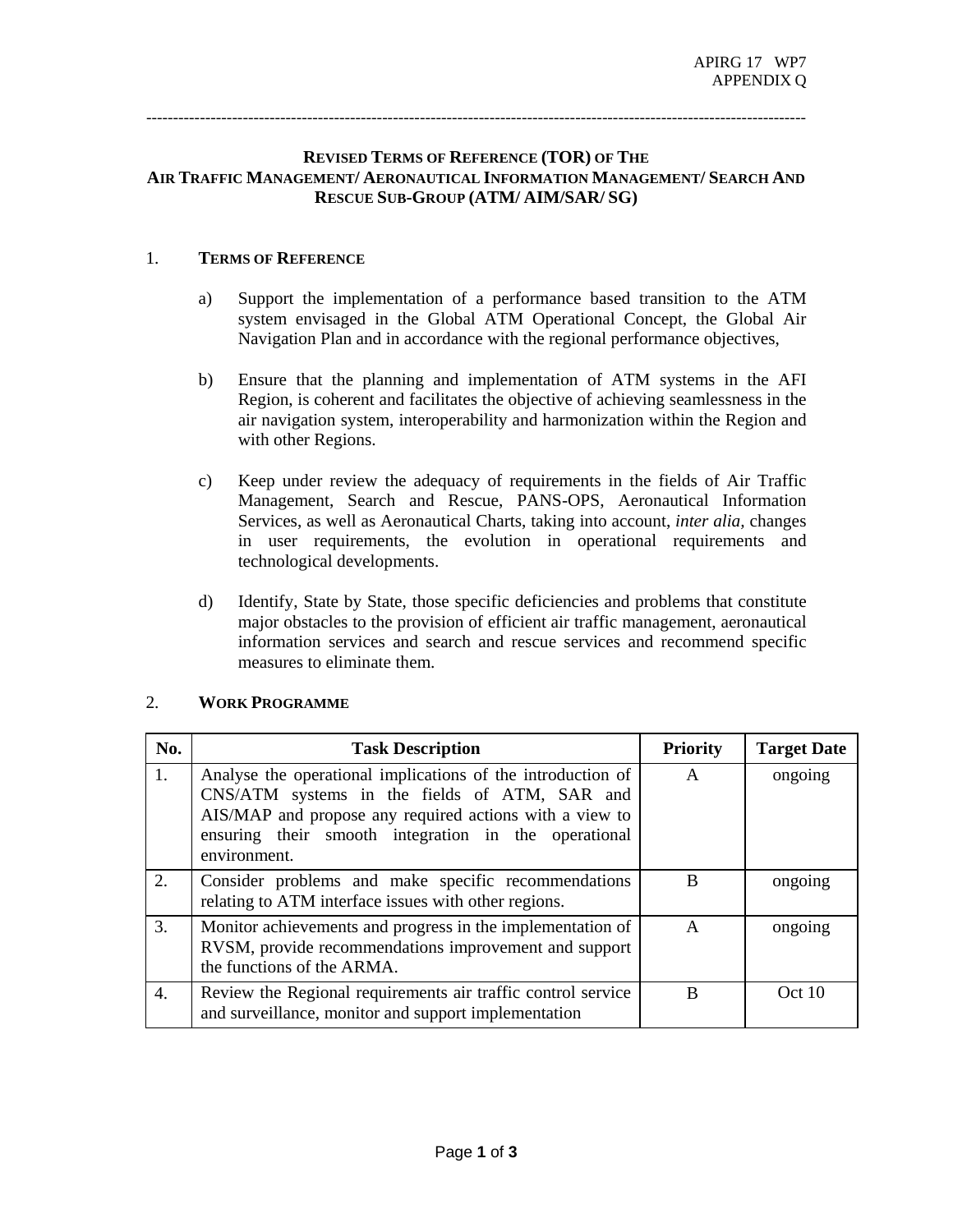APIRG 17 WP7
APPENDIX Q

---

## REVISED TERMS OF REFERENCE (TOR) OF THE AIR TRAFFIC MANAGEMENT/ AERONAUTICAL INFORMATION MANAGEMENT/ SEARCH AND RESCUE SUB-GROUP (ATM/ AIM/SAR/ SG)

### 1. TERMS OF REFERENCE

a) Support the implementation of a performance based transition to the ATM system envisaged in the Global ATM Operational Concept, the Global Air Navigation Plan and in accordance with the regional performance objectives,

b) Ensure that the planning and implementation of ATM systems in the AFI Region, is coherent and facilitates the objective of achieving seamlessness in the air navigation system, interoperability and harmonization within the Region and with other Regions.

c) Keep under review the adequacy of requirements in the fields of Air Traffic Management, Search and Rescue, PANS-OPS, Aeronautical Information Services, as well as Aeronautical Charts, taking into account, *inter alia,* changes in user requirements, the evolution in operational requirements and technological developments.

d) Identify, State by State, those specific deficiencies and problems that constitute major obstacles to the provision of efficient air traffic management, aeronautical information services and search and rescue services and recommend specific measures to eliminate them.

### 2. WORK PROGRAMME

| No. | Task Description | Priority | Target Date |
|---|---|---|---|
| 1. | Analyse the operational implications of the introduction of CNS/ATM systems in the fields of ATM, SAR and AIS/MAP and propose any required actions with a view to ensuring their smooth integration in the operational environment. | A | ongoing |
| 2. | Consider problems and make specific recommendations relating to ATM interface issues with other regions. | B | ongoing |
| 3. | Monitor achievements and progress in the implementation of RVSM, provide recommendations improvement and support the functions of the ARMA. | A | ongoing |
| 4. | Review the Regional requirements air traffic control service and surveillance, monitor and support implementation | B | Oct 10 |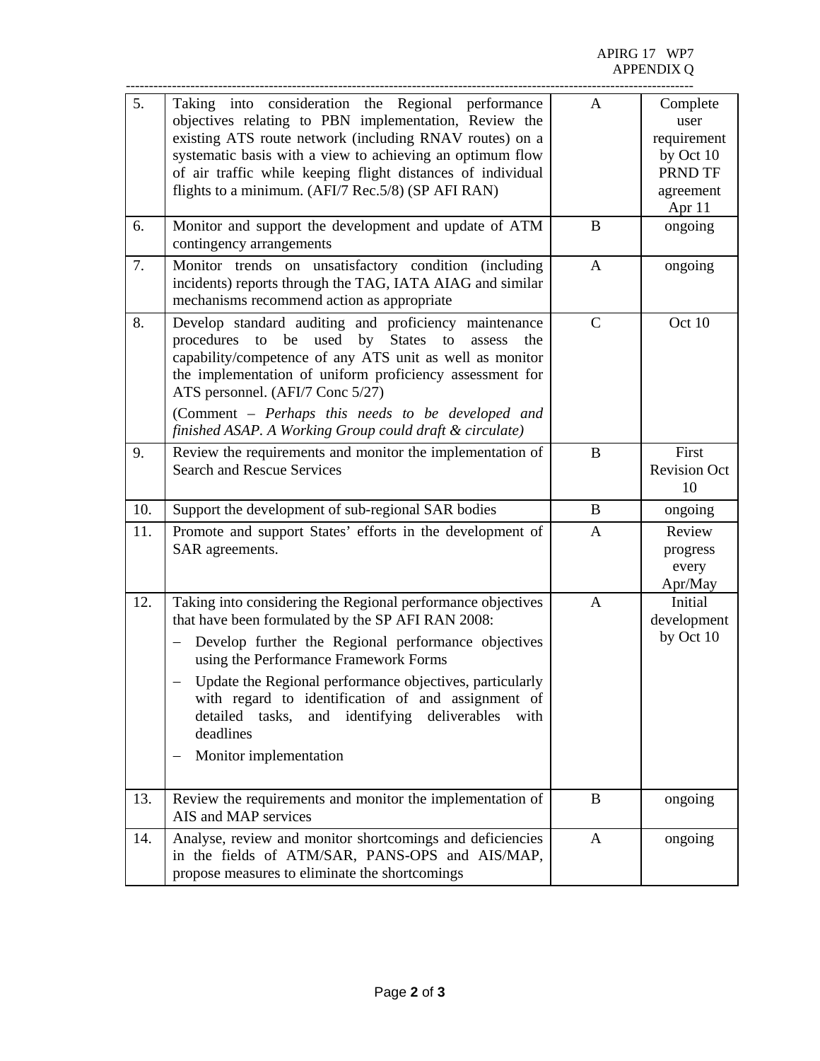| 5. | Taking into consideration the Regional performance objectives relating to PBN implementation, Review the existing ATS route network (including RNAV routes) on a systematic basis with a view to achieving an optimum flow of air traffic while keeping flight distances of individual flights to a minimum. (AFI/7 Rec.5/8) (SP AFI RAN) | A | Complete user requirement by Oct 10 PRND TF agreement Apr 11 |
|---|---|---|---|
| 6. | Monitor and support the development and update of ATM contingency arrangements | B | ongoing |
| 7. | Monitor trends on unsatisfactory condition (including incidents) reports through the TAG, IATA AIAG and similar mechanisms recommend action as appropriate | A | ongoing |
| 8. | Develop standard auditing and proficiency maintenance procedures to be used by States to assess the capability/competence of any ATS unit as well as monitor the implementation of uniform proficiency assessment for ATS personnel. (AFI/7 Conc 5/27)<br><br>(Comment – *Perhaps this needs to be developed and finished ASAP. A Working Group could draft & circulate)* | C | Oct 10 |
| 9. | Review the requirements and monitor the implementation of Search and Rescue Services | B | First Revision Oct 10 |
| 10. | Support the development of sub-regional SAR bodies | B | ongoing |
| 11. | Promote and support States' efforts in the development of SAR agreements. | A | Review progress every Apr/May |
| 12. | Taking into considering the Regional performance objectives that have been formulated by the SP AFI RAN 2008:<br>– Develop further the Regional performance objectives using the Performance Framework Forms<br>– Update the Regional performance objectives, particularly with regard to identification of and assignment of detailed tasks, and identifying deliverables with deadlines<br>– Monitor implementation | A | Initial development by Oct 10 |
| 13. | Review the requirements and monitor the implementation of AIS and MAP services | B | ongoing |
| 14. | Analyse, review and monitor shortcomings and deficiencies in the fields of ATM/SAR, PANS-OPS and AIS/MAP, propose measures to eliminate the shortcomings | A | ongoing |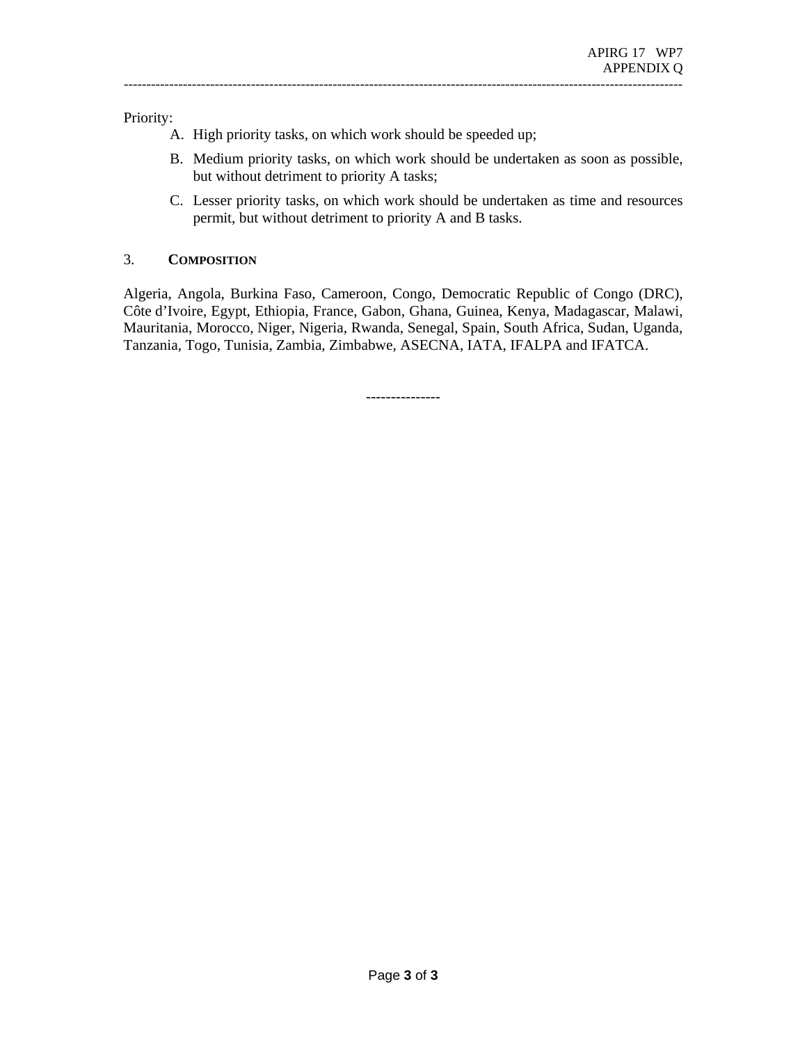Priority:

A. High priority tasks, on which work should be speeded up;

B. Medium priority tasks, on which work should be undertaken as soon as possible, but without detriment to priority A tasks;

C. Lesser priority tasks, on which work should be undertaken as time and resources permit, but without detriment to priority A and B tasks.

## 3. COMPOSITION

Algeria, Angola, Burkina Faso, Cameroon, Congo, Democratic Republic of Congo (DRC), Côte d'Ivoire, Egypt, Ethiopia, France, Gabon, Ghana, Guinea, Kenya, Madagascar, Malawi, Mauritania, Morocco, Niger, Nigeria, Rwanda, Senegal, Spain, South Africa, Sudan, Uganda, Tanzania, Togo, Tunisia, Zambia, Zimbabwe, ASECNA, IATA, IFALPA and IFATCA.

--------------